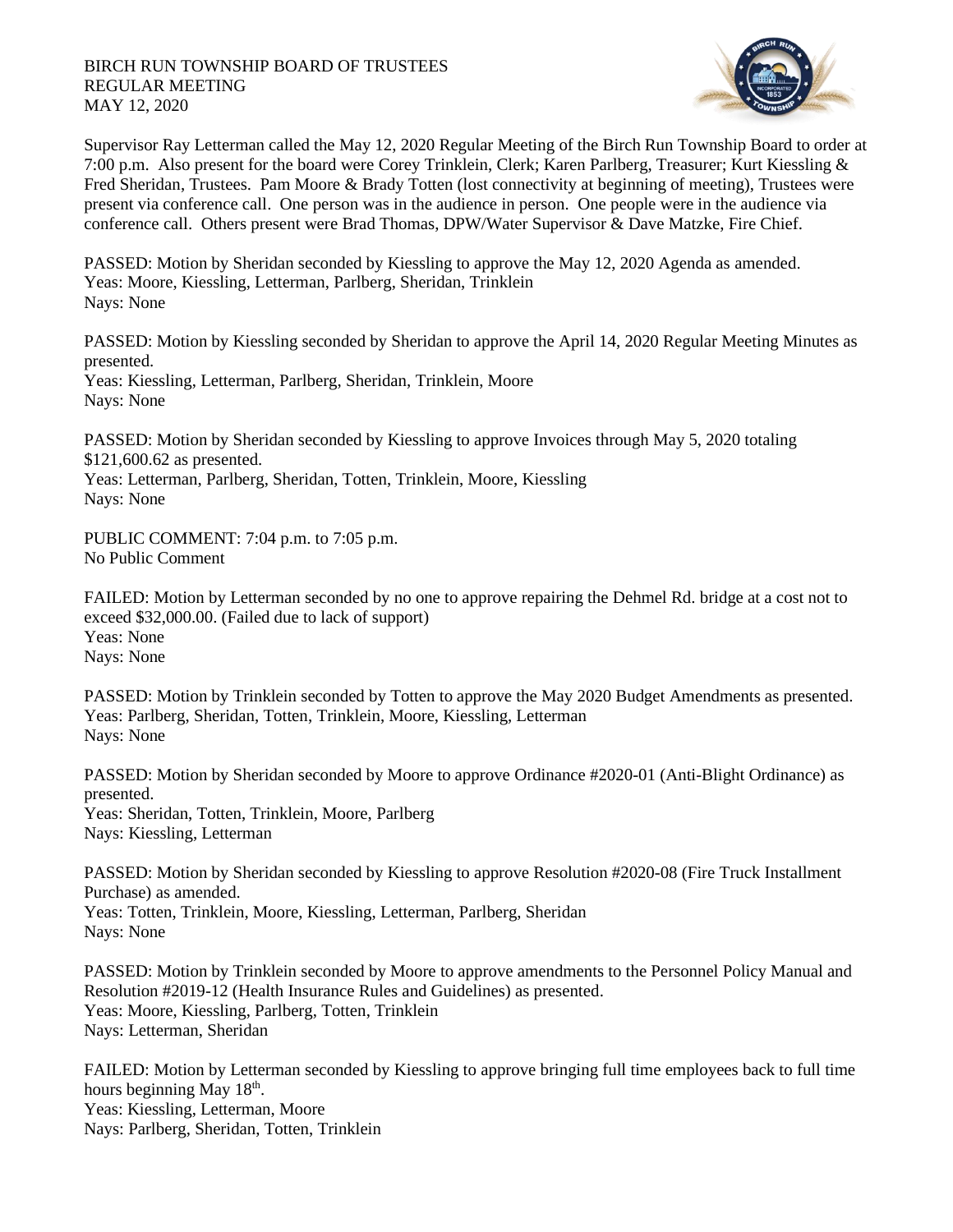BIRCH RUN TOWNSHIP BOARD OF TRUSTEES
REGULAR MEETING
MAY 12, 2020

Supervisor Ray Letterman called the May 12, 2020 Regular Meeting of the Birch Run Township Board to order at 7:00 p.m. Also present for the board were Corey Trinklein, Clerk; Karen Parlberg, Treasurer; Kurt Kiessling & Fred Sheridan, Trustees. Pam Moore & Brady Totten (lost connectivity at beginning of meeting), Trustees were present via conference call. One person was in the audience in person. One people were in the audience via conference call. Others present were Brad Thomas, DPW/Water Supervisor & Dave Matzke, Fire Chief.

PASSED: Motion by Sheridan seconded by Kiessling to approve the May 12, 2020 Agenda as amended.
Yeas: Moore, Kiessling, Letterman, Parlberg, Sheridan, Trinklein
Nays: None

PASSED: Motion by Kiessling seconded by Sheridan to approve the April 14, 2020 Regular Meeting Minutes as presented.
Yeas: Kiessling, Letterman, Parlberg, Sheridan, Trinklein, Moore
Nays: None

PASSED: Motion by Sheridan seconded by Kiessling to approve Invoices through May 5, 2020 totaling $121,600.62 as presented.
Yeas: Letterman, Parlberg, Sheridan, Totten, Trinklein, Moore, Kiessling
Nays: None

PUBLIC COMMENT: 7:04 p.m. to 7:05 p.m.
No Public Comment

FAILED: Motion by Letterman seconded by no one to approve repairing the Dehmel Rd. bridge at a cost not to exceed $32,000.00. (Failed due to lack of support)
Yeas: None
Nays: None

PASSED: Motion by Trinklein seconded by Totten to approve the May 2020 Budget Amendments as presented.
Yeas: Parlberg, Sheridan, Totten, Trinklein, Moore, Kiessling, Letterman
Nays: None

PASSED: Motion by Sheridan seconded by Moore to approve Ordinance #2020-01 (Anti-Blight Ordinance) as presented.
Yeas: Sheridan, Totten, Trinklein, Moore, Parlberg
Nays: Kiessling, Letterman

PASSED: Motion by Sheridan seconded by Kiessling to approve Resolution #2020-08 (Fire Truck Installment Purchase) as amended.
Yeas: Totten, Trinklein, Moore, Kiessling, Letterman, Parlberg, Sheridan
Nays: None

PASSED: Motion by Trinklein seconded by Moore to approve amendments to the Personnel Policy Manual and Resolution #2019-12 (Health Insurance Rules and Guidelines) as presented.
Yeas: Moore, Kiessling, Parlberg, Totten, Trinklein
Nays: Letterman, Sheridan

FAILED: Motion by Letterman seconded by Kiessling to approve bringing full time employees back to full time hours beginning May 18th.
Yeas: Kiessling, Letterman, Moore
Nays: Parlberg, Sheridan, Totten, Trinklein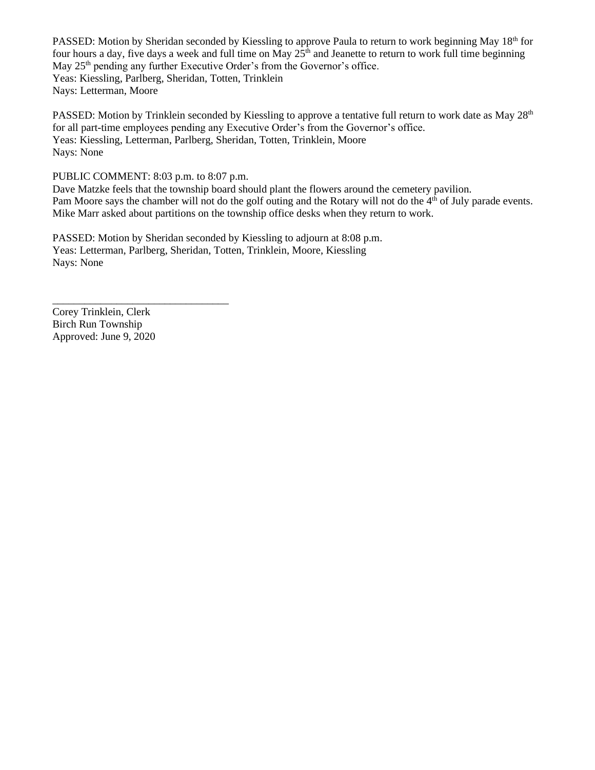PASSED: Motion by Sheridan seconded by Kiessling to approve Paula to return to work beginning May 18th for four hours a day, five days a week and full time on May 25th and Jeanette to return to work full time beginning May 25th pending any further Executive Order's from the Governor's office.
Yeas: Kiessling, Parlberg, Sheridan, Totten, Trinklein
Nays: Letterman, Moore

PASSED: Motion by Trinklein seconded by Kiessling to approve a tentative full return to work date as May 28th for all part-time employees pending any Executive Order's from the Governor's office.
Yeas: Kiessling, Letterman, Parlberg, Sheridan, Totten, Trinklein, Moore
Nays: None

PUBLIC COMMENT: 8:03 p.m. to 8:07 p.m.
Dave Matzke feels that the township board should plant the flowers around the cemetery pavilion.
Pam Moore says the chamber will not do the golf outing and the Rotary will not do the 4th of July parade events.
Mike Marr asked about partitions on the township office desks when they return to work.

PASSED: Motion by Sheridan seconded by Kiessling to adjourn at 8:08 p.m.
Yeas: Letterman, Parlberg, Sheridan, Totten, Trinklein, Moore, Kiessling
Nays: None

\_\_\_\_\_\_\_\_\_\_\_\_\_\_\_\_\_\_\_\_\_\_\_\_\_\_\_\_\_\_\_\_\_

Corey Trinklein, Clerk
Birch Run Township
Approved: June 9, 2020